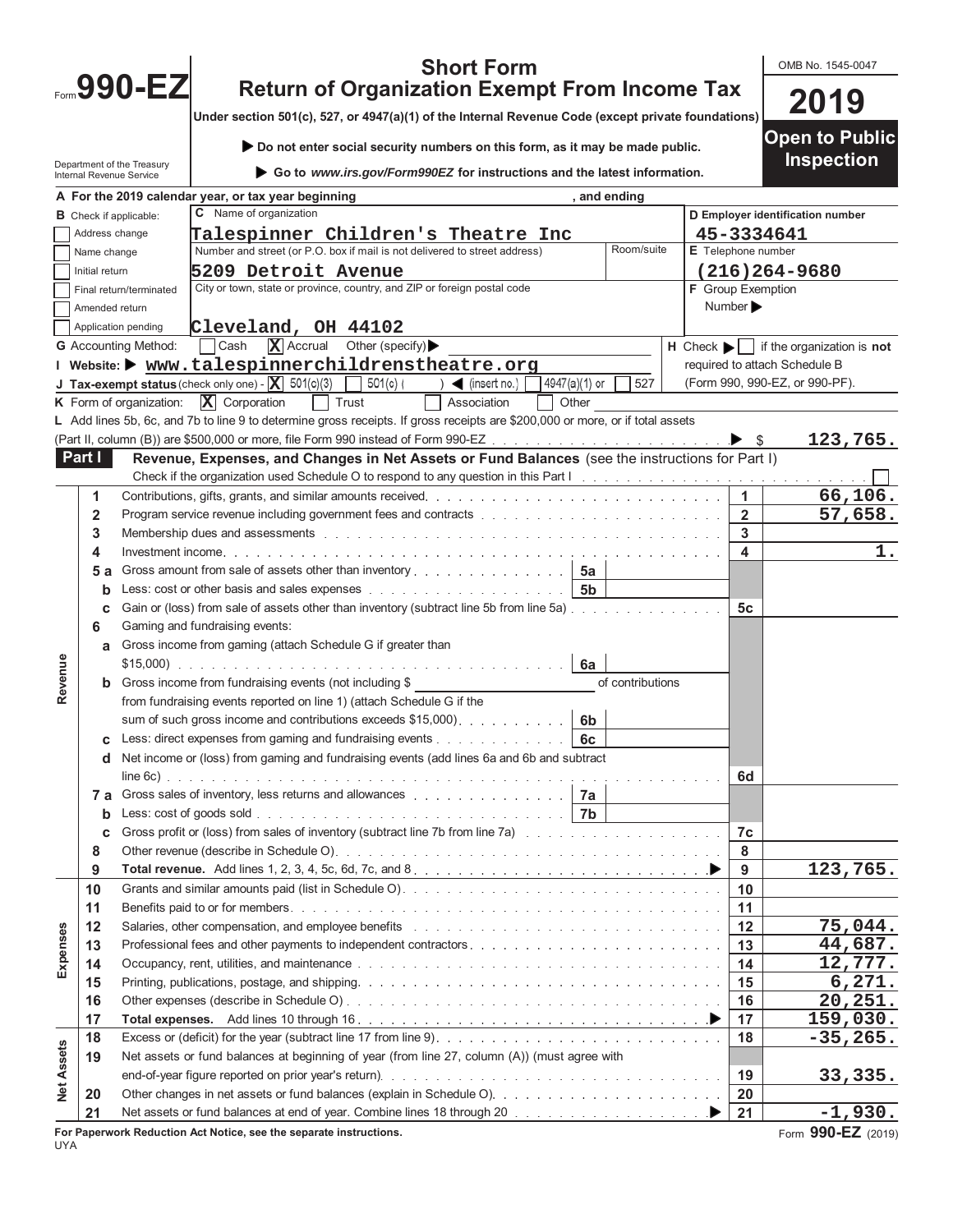Form **990-EZ**

# Short Form
# Return of Organization Exempt From Income Tax

**Under section 501(c), 527, or 4947(a)(1) of the Internal Revenue Code (except private foundations)**

▶ **Do not enter social security numbers on this form, as it may be made public.**

▶ **Go to *www.irs.gov/Form990EZ* for instructions and the latest information.**

Department of the Treasury
Internal Revenue Service

OMB No. 1545-0047

**2019**

**Open to Public Inspection**

**A** For the 2019 calendar year, or tax year beginning , and ending

| **B** Check if applicable: | **C** Name of organization | **D** Employer identification number |
|---|---|---|
| ☐ Address change | Talespinner Children's Theatre Inc | 45-3334641 |
| ☐ Name change | Number and street (or P.O. box if mail is not delivered to street address) — Room/suite | **E** Telephone number |
| ☐ Initial return | 5209 Detroit Avenue | (216)264-9680 |
| ☐ Final return/terminated | City or town, state or province, country, and ZIP or foreign postal code | **F** Group Exemption Number ▶ |
| ☐ Amended return | | |
| ☐ Application pending | Cleveland, OH 44102 | |

**G** Accounting Method: ☐ Cash ☒ Accrual Other (specify) ▶

**H** Check ▶ ☐ if the organization is **not** required to attach Schedule B (Form 990, 990-EZ, or 990-PF).

**I Website:** ▶ www.talespinnerchildrenstheatre.org

**J Tax-exempt status** (check only one) - ☒ 501(c)(3) ☐ 501(c) ( ) ◀ (insert no.) ☐ 4947(a)(1) or ☐ 527

**K** Form of organization: ☒ Corporation ☐ Trust ☐ Association ☐ Other

**L** Add lines 5b, 6c, and 7b to line 9 to determine gross receipts. If gross receipts are $200,000 or more, or if total assets (Part II, column (B)) are $500,000 or more, file Form 990 instead of Form 990-EZ ▶ $ **123,765.**

## Part I — Revenue, Expenses, and Changes in Net Assets or Fund Balances (see the instructions for Part I)

Check if the organization used Schedule O to respond to any question in this Part I ☐

| Section | Line | Description | Sub-line | Sub-amount | Line | Amount |
|---|---|---|---|---|---|---|
| Revenue | 1 | Contributions, gifts, grants, and similar amounts received | | | 1 | 66,106. |
| | 2 | Program service revenue including government fees and contracts | | | 2 | 57,658. |
| | 3 | Membership dues and assessments | | | 3 | |
| | 4 | Investment income | | | 4 | 1. |
| | 5a | Gross amount from sale of assets other than inventory | 5a | | | |
| | b | Less: cost or other basis and sales expenses | 5b | | | |
| | c | Gain or (loss) from sale of assets other than inventory (subtract line 5b from line 5a) | | | 5c | |
| | 6 | Gaming and fundraising events: | | | | |
| | a | Gross income from gaming (attach Schedule G if greater than $15,000) | 6a | | | |
| | b | Gross income from fundraising events (not including $ of contributions from fundraising events reported on line 1) (attach Schedule G if the sum of such gross income and contributions exceeds $15,000) | 6b | | | |
| | c | Less: direct expenses from gaming and fundraising events | 6c | | | |
| | d | Net income or (loss) from gaming and fundraising events (add lines 6a and 6b and subtract line 6c) | | | 6d | |
| | 7a | Gross sales of inventory, less returns and allowances | 7a | | | |
| | b | Less: cost of goods sold | 7b | | | |
| | c | Gross profit or (loss) from sales of inventory (subtract line 7b from line 7a) | | | 7c | |
| | 8 | Other revenue (describe in Schedule O) | | | 8 | |
| | 9 | **Total revenue.** Add lines 1, 2, 3, 4, 5c, 6d, 7c, and 8 ▶ | | | 9 | 123,765. |
| Expenses | 10 | Grants and similar amounts paid (list in Schedule O) | | | 10 | |
| | 11 | Benefits paid to or for members | | | 11 | |
| | 12 | Salaries, other compensation, and employee benefits | | | 12 | 75,044. |
| | 13 | Professional fees and other payments to independent contractors | | | 13 | 44,687. |
| | 14 | Occupancy, rent, utilities, and maintenance | | | 14 | 12,777. |
| | 15 | Printing, publications, postage, and shipping | | | 15 | 6,271. |
| | 16 | Other expenses (describe in Schedule O) | | | 16 | 20,251. |
| | 17 | **Total expenses.** Add lines 10 through 16 ▶ | | | 17 | 159,030. |
| Net Assets | 18 | Excess or (deficit) for the year (subtract line 17 from line 9) | | | 18 | -35,265. |
| | 19 | Net assets or fund balances at beginning of year (from line 27, column (A)) (must agree with end-of-year figure reported on prior year's return) | | | 19 | 33,335. |
| | 20 | Other changes in net assets or fund balances (explain in Schedule O) | | | 20 | |
| | 21 | Net assets or fund balances at end of year. Combine lines 18 through 20 ▶ | | | 21 | -1,930. |

**For Paperwork Reduction Act Notice, see the separate instructions.**

UYA

Form **990-EZ** (2019)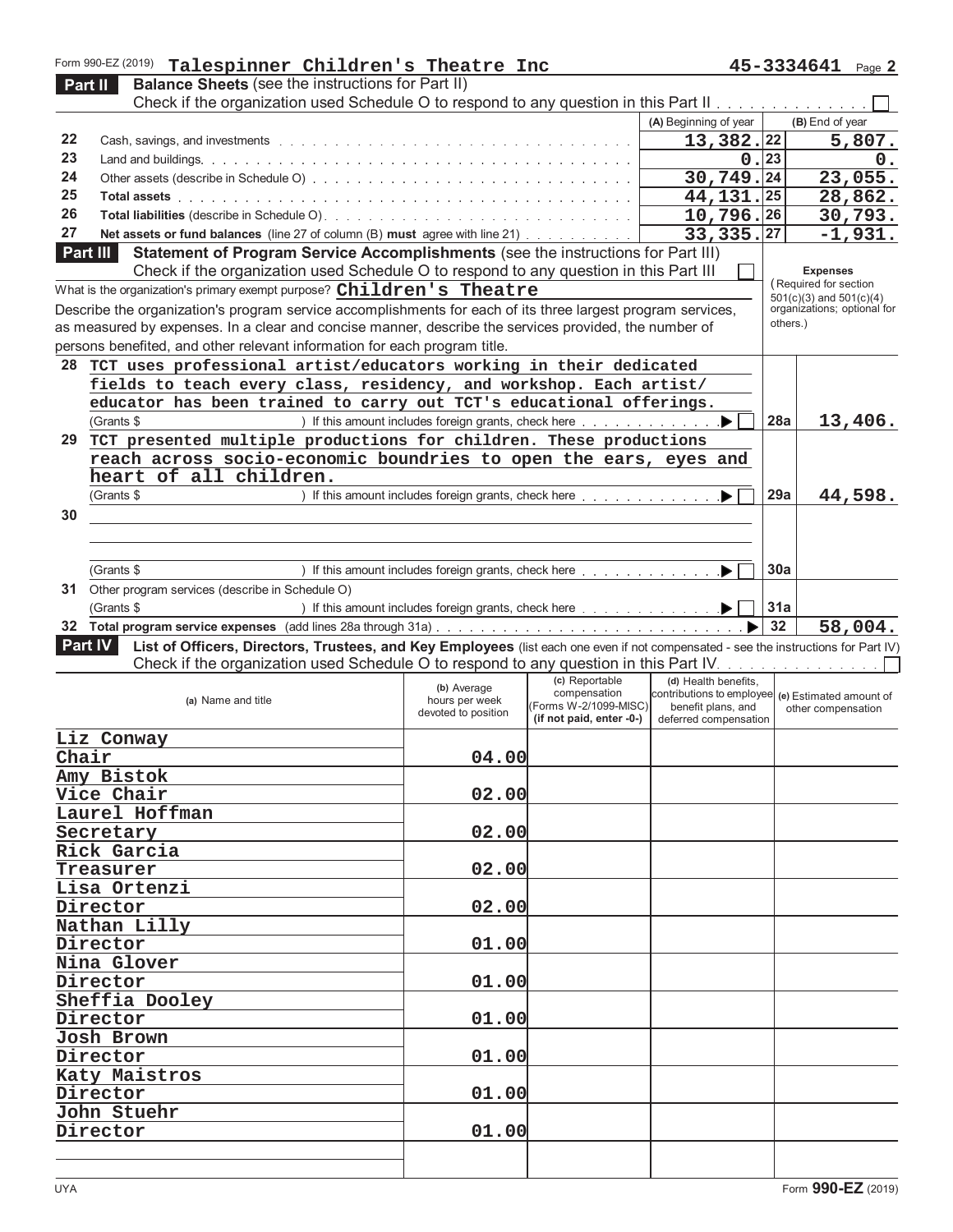Form 990-EZ (2019) **Talespinner Children's Theatre Inc** **45-3334641** Page **2**

## Part II Balance Sheets (see the instructions for Part II)

Check if the organization used Schedule O to respond to any question in this Part II . . . . . . . . . . . . . . ☐

| | | (A) Beginning of year | | (B) End of year |
|---|---|---|---|---|
| 22 | Cash, savings, and investments | 13,382. | 22 | 5,807. |
| 23 | Land and buildings | 0. | 23 | 0. |
| 24 | Other assets (describe in Schedule O) | 30,749. | 24 | 23,055. |
| 25 | **Total assets** | 44,131. | 25 | 28,862. |
| 26 | **Total liabilities** (describe in Schedule O) | 10,796. | 26 | 30,793. |
| 27 | **Net assets or fund balances** (line 27 of column (B) **must** agree with line 21) | 33,335. | 27 | -1,931. |

## Part III Statement of Program Service Accomplishments (see the instructions for Part III)

Check if the organization used Schedule O to respond to any question in this Part III ☐

**Expenses** (Required for section 501(c)(3) and 501(c)(4) organizations; optional for others.)

What is the organization's primary exempt purpose? **Children's Theatre**

Describe the organization's program service accomplishments for each of its three largest program services, as measured by expenses. In a clear and concise manner, describe the services provided, the number of persons benefited, and other relevant information for each program title.

**28** TCT uses professional artist/educators working in their dedicated fields to teach every class, residency, and workshop. Each artist/educator has been trained to carry out TCT's educational offerings.
(Grants $ ) If this amount includes foreign grants, check here . . . . . . . . . . . . ▶ ☐ **28a** **13,406.**

**29** TCT presented multiple productions for children. These productions reach across socio-economic boundries to open the ears, eyes and heart of all children.
(Grants $ ) If this amount includes foreign grants, check here . . . . . . . . . . . . ▶ ☐ **29a** **44,598.**

**30**
(Grants $ ) If this amount includes foreign grants, check here . . . . . . . . . . . . ▶ ☐ **30a**

**31** Other program services (describe in Schedule O)
(Grants $ ) If this amount includes foreign grants, check here . . . . . . . . . . . . ▶ ☐ **31a**

**32** **Total program service expenses** (add lines 28a through 31a) . . . . . . . . . . . . ▶ **32** **58,004.**

## Part IV List of Officers, Directors, Trustees, and Key Employees (list each one even if not compensated - see the instructions for Part IV)

Check if the organization used Schedule O to respond to any question in this Part IV . . . . . . . . . . . . . . ☐

| (a) Name and title | (b) Average hours per week devoted to position | (c) Reportable compensation (Forms W-2/1099-MISC) (if not paid, enter -0-) | (d) Health benefits, contributions to employee benefit plans, and deferred compensation | (e) Estimated amount of other compensation |
|---|---|---|---|---|
| Liz Conway<br>Chair | 04.00 | | | |
| Amy Bistok<br>Vice Chair | 02.00 | | | |
| Laurel Hoffman<br>Secretary | 02.00 | | | |
| Rick Garcia<br>Treasurer | 02.00 | | | |
| Lisa Ortenzi<br>Director | 02.00 | | | |
| Nathan Lilly<br>Director | 01.00 | | | |
| Nina Glover<br>Director | 01.00 | | | |
| Sheffia Dooley<br>Director | 01.00 | | | |
| Josh Brown<br>Director | 01.00 | | | |
| Katy Maistros<br>Director | 01.00 | | | |
| John Stuehr<br>Director | 01.00 | | | |
| | | | | |

UYA Form **990-EZ** (2019)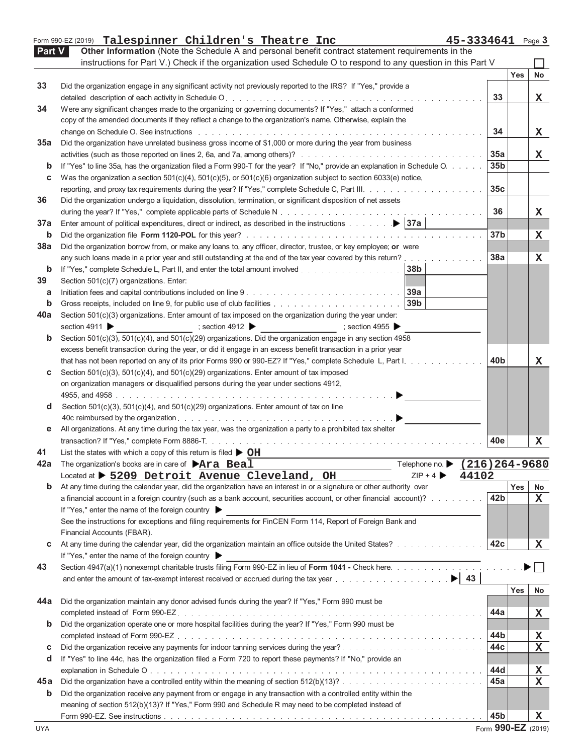Form 990-EZ (2019) **Talespinner Children's Theatre Inc** **45-3334641** Page **3**

## Part V Other Information

(Note the Schedule A and personal benefit contract statement requirements in the instructions for Part V.) Check if the organization used Schedule O to respond to any question in this Part V ☐

| | | | Yes | No |
|---|---|---|---|---|
| 33 | Did the organization engage in any significant activity not previously reported to the IRS? If "Yes," provide a detailed description of each activity in Schedule O | 33 | | X |
| 34 | Were any significant changes made to the organizing or governing documents? If "Yes," attach a conformed copy of the amended documents if they reflect a change to the organization's name. Otherwise, explain the change on Schedule O. See instructions | 34 | | X |
| 35a | Did the organization have unrelated business gross income of $1,000 or more during the year from business activities (such as those reported on lines 2, 6a, and 7a, among others)? | 35a | | X |
| b | If "Yes" to line 35a, has the organization filed a Form 990-T for the year? If "No," provide an explanation in Schedule O | 35b | | |
| c | Was the organization a section 501(c)(4), 501(c)(5), or 501(c)(6) organization subject to section 6033(e) notice, reporting, and proxy tax requirements during the year? If "Yes," complete Schedule C, Part III | 35c | | |
| 36 | Did the organization undergo a liquidation, dissolution, termination, or significant disposition of net assets during the year? If "Yes," complete applicable parts of Schedule N | 36 | | X |
| 37a | Enter amount of political expenditures, direct or indirect, as described in the instructions ▶ 37a | | | |
| b | Did the organization file **Form 1120-POL** for this year? | 37b | | X |
| 38a | Did the organization borrow from, or make any loans to, any officer, director, trustee, or key employee; **or** were any such loans made in a prior year and still outstanding at the end of the tax year covered by this return? | 38a | | X |
| b | If "Yes," complete Schedule L, Part II, and enter the total amount involved 38b | | | |
| 39 | Section 501(c)(7) organizations. Enter: | | | |
| a | Initiation fees and capital contributions included on line 9 39a | | | |
| b | Gross receipts, included on line 9, for public use of club facilities 39b | | | |
| 40a | Section 501(c)(3) organizations. Enter amount of tax imposed on the organization during the year under: section 4911 ▶ ; section 4912 ▶ ; section 4955 ▶ | | | |
| b | Section 501(c)(3), 501(c)(4), and 501(c)(29) organizations. Did the organization engage in any section 4958 excess benefit transaction during the year, or did it engage in an excess benefit transaction in a prior year that has not been reported on any of its prior Forms 990 or 990-EZ? If "Yes," complete Schedule L, Part I | 40b | | X |
| c | Section 501(c)(3), 501(c)(4), and 501(c)(29) organizations. Enter amount of tax imposed on organization managers or disqualified persons during the year under sections 4912, 4955, and 4958 ▶ | | | |
| d | Section 501(c)(3), 501(c)(4), and 501(c)(29) organizations. Enter amount of tax on line 40c reimbursed by the organization ▶ | | | |
| e | All organizations. At any time during the tax year, was the organization a party to a prohibited tax shelter transaction? If "Yes," complete Form 8886-T | 40e | | X |
| 41 | List the states with which a copy of this return is filed ▶ **OH** | | | |
| 42a | The organization's books are in care of ▶ **Ara Beal** Telephone no. ▶ **(216)264-9680**; Located at ▶ **5209 Detroit Avenue Cleveland, OH** ZIP + 4 ▶ **44102** | | | |
| b | At any time during the calendar year, did the organization have an interest in or a signature or other authority over a financial account in a foreign country (such as a bank account, securities account, or other financial account)? If "Yes," enter the name of the foreign country ▶ See the instructions for exceptions and filing requirements for FinCEN Form 114, Report of Foreign Bank and Financial Accounts (FBAR). | 42b | | X |
| c | At any time during the calendar year, did the organization maintain an office outside the United States? If "Yes," enter the name of the foreign country ▶ | 42c | | X |
| 43 | Section 4947(a)(1) nonexempt charitable trusts filing Form 990-EZ in lieu of **Form 1041 -** Check here ▶ ☐ and enter the amount of tax-exempt interest received or accrued during the tax year ▶ 43 | | | |
| 44a | Did the organization maintain any donor advised funds during the year? If "Yes," Form 990 must be completed instead of Form 990-EZ | 44a | | X |
| b | Did the organization operate one or more hospital facilities during the year? If "Yes," Form 990 must be completed instead of Form 990-EZ | 44b | | X |
| c | Did the organization receive any payments for indoor tanning services during the year? | 44c | | X |
| d | If "Yes" to line 44c, has the organization filed a Form 720 to report these payments? If "No," provide an explanation in Schedule O | 44d | | X |
| 45a | Did the organization have a controlled entity within the meaning of section 512(b)(13)? | 45a | | X |
| b | Did the organization receive any payment from or engage in any transaction with a controlled entity within the meaning of section 512(b)(13)? If "Yes," Form 990 and Schedule R may need to be completed instead of Form 990-EZ. See instructions | 45b | | X |

UYA Form **990-EZ** (2019)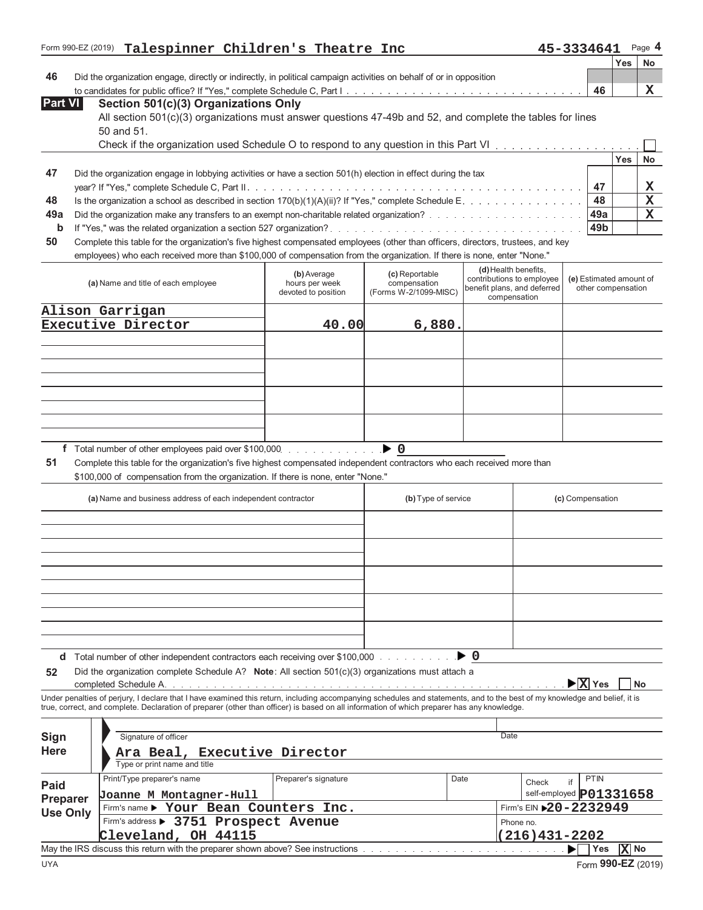Form 990-EZ (2019) **Talespinner Children's Theatre Inc** **45-3334641** Page **4**

| | | | Yes | No |
|---|---|---|---|---|
| **46** | Did the organization engage, directly or indirectly, in political campaign activities on behalf of or in opposition to candidates for public office? If "Yes," complete Schedule C, Part I | 46 | | X |

## Part VI Section 501(c)(3) Organizations Only

All section 501(c)(3) organizations must answer questions 47-49b and 52, and complete the tables for lines 50 and 51.

Check if the organization used Schedule O to respond to any question in this Part VI ☐

| | | | Yes | No |
|---|---|---|---|---|
| **47** | Did the organization engage in lobbying activities or have a section 501(h) election in effect during the tax year? If "Yes," complete Schedule C, Part II | 47 | | X |
| **48** | Is the organization a school as described in section 170(b)(1)(A)(ii)? If "Yes," complete Schedule E | 48 | | X |
| **49a** | Did the organization make any transfers to an exempt non-charitable related organization? | 49a | | X |
| **b** | If "Yes," was the related organization a section 527 organization? | 49b | | |

**50** Complete this table for the organization's five highest compensated employees (other than officers, directors, trustees, and key employees) who each received more than $100,000 of compensation from the organization. If there is none, enter "None."

| (a) Name and title of each employee | (b) Average hours per week devoted to position | (c) Reportable compensation (Forms W-2/1099-MISC) | (d) Health benefits, contributions to employee benefit plans, and deferred compensation | (e) Estimated amount of other compensation |
|---|---|---|---|---|
| Alison Garrigan<br>Executive Director | 40.00 | 6,880. | | |
| | | | | |
| | | | | |
| | | | | |
| | | | | |

**f** Total number of other employees paid over $100,000 ▶ 0

**51** Complete this table for the organization's five highest compensated independent contractors who each received more than $100,000 of compensation from the organization. If there is none, enter "None."

| (a) Name and business address of each independent contractor | (b) Type of service | (c) Compensation |
|---|---|---|
| | | |
| | | |
| | | |
| | | |
| | | |

**d** Total number of other independent contractors each receiving over $100,000 ▶ 0

**52** Did the organization complete Schedule A? **Note**: All section 501(c)(3) organizations must attach a completed Schedule A ▶ ☒ Yes ☐ No

Under penalties of perjury, I declare that I have examined this return, including accompanying schedules and statements, and to the best of my knowledge and belief, it is true, correct, and complete. Declaration of preparer (other than officer) is based on all information of which preparer has any knowledge.

**Sign Here**

Signature of officer — Date

Ara Beal, Executive Director
Type or print name and title

**Paid Preparer Use Only**

| Print/Type preparer's name | Preparer's signature | Date | Check ☐ if self-employed | PTIN |
|---|---|---|---|---|
| Joanne M Montagner-Hull | | | | P01331658 |
| Firm's name ▶ Your Bean Counters Inc. | | | Firm's EIN ▶ 20-2232949 | |
| Firm's address ▶ 3751 Prospect Avenue<br>Cleveland, OH 44115 | | | Phone no. (216)431-2202 | |

May the IRS discuss this return with the preparer shown above? See instructions ▶ ☐ Yes ☒ No

UYA Form **990-EZ** (2019)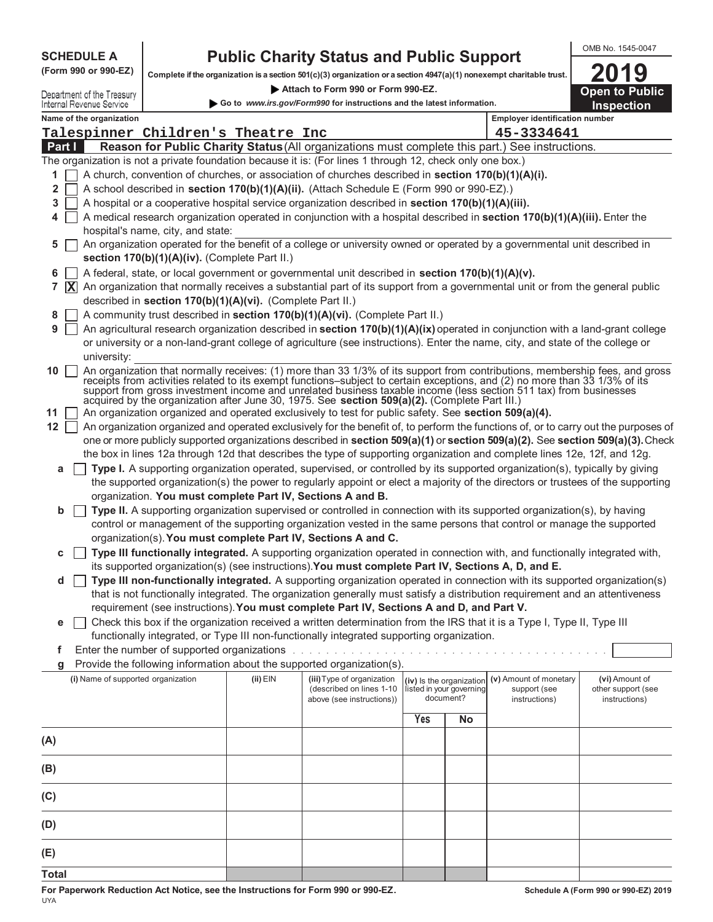**SCHEDULE A**
**(Form 990 or 990-EZ)**

Department of the Treasury
Internal Revenue Service

# Public Charity Status and Public Support

**Complete if the organization is a section 501(c)(3) organization or a section 4947(a)(1) nonexempt charitable trust.**

▶ **Attach to Form 990 or Form 990-EZ.**

▶ **Go to** ***www.irs.gov/Form990*** **for instructions and the latest information.**

OMB No. 1545-0047

**2019**

**Open to Public Inspection**

| Name of the organization | Employer identification number |
|---|---|
| Talespinner Children's Theatre Inc | 45-3334641 |

## Part I Reason for Public Charity Status (All organizations must complete this part.) See instructions.

The organization is not a private foundation because it is: (For lines 1 through 12, check only one box.)

1 ☐ A church, convention of churches, or association of churches described in **section 170(b)(1)(A)(i).**

2 ☐ A school described in **section 170(b)(1)(A)(ii).** (Attach Schedule E (Form 990 or 990-EZ).)

3 ☐ A hospital or a cooperative hospital service organization described in **section 170(b)(1)(A)(iii).**

4 ☐ A medical research organization operated in conjunction with a hospital described in **section 170(b)(1)(A)(iii).** Enter the hospital's name, city, and state:

5 ☐ An organization operated for the benefit of a college or university owned or operated by a governmental unit described in **section 170(b)(1)(A)(iv).** (Complete Part II.)

6 ☐ A federal, state, or local government or governmental unit described in **section 170(b)(1)(A)(v).**

7 ☒ An organization that normally receives a substantial part of its support from a governmental unit or from the general public described in **section 170(b)(1)(A)(vi).** (Complete Part II.)

8 ☐ A community trust described in **section 170(b)(1)(A)(vi).** (Complete Part II.)

9 ☐ An agricultural research organization described in **section 170(b)(1)(A)(ix)** operated in conjunction with a land-grant college or university or a non-land-grant college of agriculture (see instructions). Enter the name, city, and state of the college or university:

10 ☐ An organization that normally receives: (1) more than 33 1/3% of its support from contributions, membership fees, and gross receipts from activities related to its exempt functions–subject to certain exceptions, and (2) no more than 33 1/3% of its support from gross investment income and unrelated business taxable income (less section 511 tax) from businesses acquired by the organization after June 30, 1975. See **section 509(a)(2).** (Complete Part III.)

11 ☐ An organization organized and operated exclusively to test for public safety. See **section 509(a)(4).**

12 ☐ An organization organized and operated exclusively for the benefit of, to perform the functions of, or to carry out the purposes of one or more publicly supported organizations described in **section 509(a)(1)** or **section 509(a)(2).** See **section 509(a)(3).** Check the box in lines 12a through 12d that describes the type of supporting organization and complete lines 12e, 12f, and 12g.

**a** ☐ **Type I.** A supporting organization operated, supervised, or controlled by its supported organization(s), typically by giving the supported organization(s) the power to regularly appoint or elect a majority of the directors or trustees of the supporting organization. **You must complete Part IV, Sections A and B.**

**b** ☐ **Type II.** A supporting organization supervised or controlled in connection with its supported organization(s), by having control or management of the supporting organization vested in the same persons that control or manage the supported organization(s). **You must complete Part IV, Sections A and C.**

**c** ☐ **Type III functionally integrated.** A supporting organization operated in connection with, and functionally integrated with, its supported organization(s) (see instructions). **You must complete Part IV, Sections A, D, and E.**

**d** ☐ **Type III non-functionally integrated.** A supporting organization operated in connection with its supported organization(s) that is not functionally integrated. The organization generally must satisfy a distribution requirement and an attentiveness requirement (see instructions). **You must complete Part IV, Sections A and D, and Part V.**

**e** ☐ Check this box if the organization received a written determination from the IRS that it is a Type I, Type II, Type III functionally integrated, or Type III non-functionally integrated supporting organization.

**f** Enter the number of supported organizations

**g** Provide the following information about the supported organization(s).

| (i) Name of supported organization | (ii) EIN | (iii) Type of organization (described on lines 1-10 above (see instructions)) | (iv) Is the organization listed in your governing document? | | (v) Amount of monetary support (see instructions) | (vi) Amount of other support (see instructions) |
|---|---|---|---|---|---|---|
| | | | Yes | No | | |
| (A) | | | | | | |
| (B) | | | | | | |
| (C) | | | | | | |
| (D) | | | | | | |
| (E) | | | | | | |
| Total | | | | | | |

**For Paperwork Reduction Act Notice, see the Instructions for Form 990 or 990-EZ.**

**Schedule A (Form 990 or 990-EZ) 2019**

UYA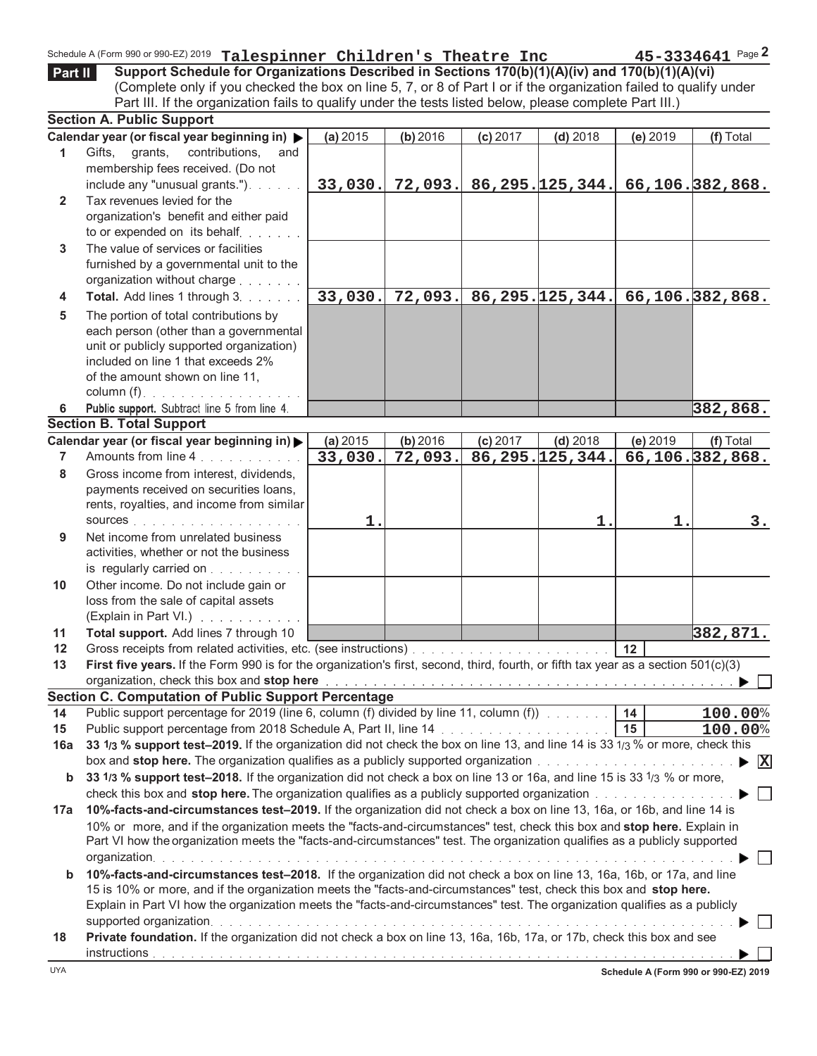Schedule A (Form 990 or 990-EZ) 2019 **Talespinner Children's Theatre Inc** **45-3334641** Page **2**

**Part II** **Support Schedule for Organizations Described in Sections 170(b)(1)(A)(iv) and 170(b)(1)(A)(vi)**
(Complete only if you checked the box on line 5, 7, or 8 of Part I or if the organization failed to qualify under Part III. If the organization fails to qualify under the tests listed below, please complete Part III.)

**Section A. Public Support**

| | Calendar year (or fiscal year beginning in) ▶ | (a) 2015 | (b) 2016 | (c) 2017 | (d) 2018 | (e) 2019 | (f) Total |
|---|---|---|---|---|---|---|---|
| 1 | Gifts, grants, contributions, and membership fees received. (Do not include any "unusual grants.") | 33,030. | 72,093. | 86,295. | 125,344. | 66,106. | 382,868. |
| 2 | Tax revenues levied for the organization's benefit and either paid to or expended on its behalf | | | | | | |
| 3 | The value of services or facilities furnished by a governmental unit to the organization without charge | | | | | | |
| 4 | **Total.** Add lines 1 through 3 | 33,030. | 72,093. | 86,295. | 125,344. | 66,106. | 382,868. |
| 5 | The portion of total contributions by each person (other than a governmental unit or publicly supported organization) included on line 1 that exceeds 2% of the amount shown on line 11, column (f) | | | | | | |
| 6 | **Public support.** Subtract line 5 from line 4. | | | | | | 382,868. |

**Section B. Total Support**

| | Calendar year (or fiscal year beginning in) ▶ | (a) 2015 | (b) 2016 | (c) 2017 | (d) 2018 | (e) 2019 | (f) Total |
|---|---|---|---|---|---|---|---|
| 7 | Amounts from line 4 | 33,030. | 72,093. | 86,295. | 125,344. | 66,106. | 382,868. |
| 8 | Gross income from interest, dividends, payments received on securities loans, rents, royalties, and income from similar sources | 1. | | | 1. | 1. | 3. |
| 9 | Net income from unrelated business activities, whether or not the business is regularly carried on | | | | | | |
| 10 | Other income. Do not include gain or loss from the sale of capital assets (Explain in Part VI.) | | | | | | |
| 11 | **Total support.** Add lines 7 through 10 | | | | | | 382,871. |

12 Gross receipts from related activities, etc. (see instructions) | 12 |

13 **First five years.** If the Form 990 is for the organization's first, second, third, fourth, or fifth tax year as a section 501(c)(3) organization, check this box and **stop here** ▶ ☐

**Section C. Computation of Public Support Percentage**

14 Public support percentage for 2019 (line 6, column (f) divided by line 11, column (f)) | 14 | **100.00**%

15 Public support percentage from 2018 Schedule A, Part II, line 14 | 15 | **100.00**%

**16a 33 1/3 % support test–2019.** If the organization did not check the box on line 13, and line 14 is 33 1/3 % or more, check this box and **stop here.** The organization qualifies as a publicly supported organization ▶ ☒

**b 33 1/3 % support test–2018.** If the organization did not check a box on line 13 or 16a, and line 15 is 33 1/3 % or more, check this box and **stop here.** The organization qualifies as a publicly supported organization ▶ ☐

**17a 10%-facts-and-circumstances test–2019.** If the organization did not check a box on line 13, 16a, or 16b, and line 14 is 10% or more, and if the organization meets the "facts-and-circumstances" test, check this box and **stop here.** Explain in Part VI how the organization meets the "facts-and-circumstances" test. The organization qualifies as a publicly supported organization ▶ ☐

**b 10%-facts-and-circumstances test–2018.** If the organization did not check a box on line 13, 16a, 16b, or 17a, and line 15 is 10% or more, and if the organization meets the "facts-and-circumstances" test, check this box and **stop here.** Explain in Part VI how the organization meets the "facts-and-circumstances" test. The organization qualifies as a publicly supported organization ▶ ☐

**18 Private foundation.** If the organization did not check a box on line 13, 16a, 16b, 17a, or 17b, check this box and see instructions ▶ ☐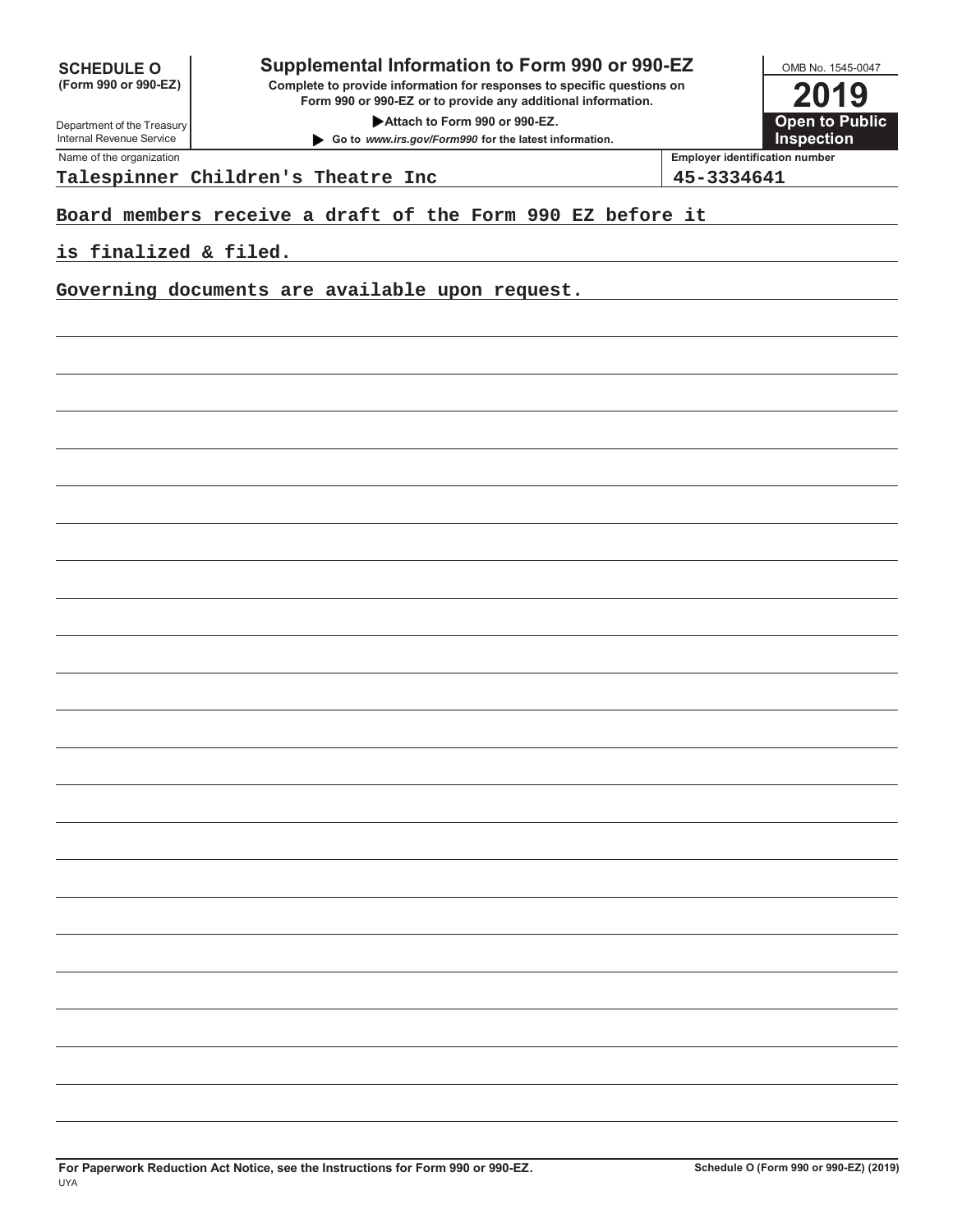**SCHEDULE O**
**(Form 990 or 990-EZ)**

Department of the Treasury
Internal Revenue Service

# Supplemental Information to Form 990 or 990-EZ

**Complete to provide information for responses to specific questions on Form 990 or 990-EZ or to provide any additional information.**

**▶Attach to Form 990 or 990-EZ.**

**▶ Go to *www.irs.gov/Form990* for the latest information.**

OMB No. 1545-0047

**2019**

**Open to Public Inspection**

| Name of the organization | Employer identification number |
|---|---|
| Talespinner Children's Theatre Inc | 45-3334641 |

Board members receive a draft of the Form 990 EZ before it is finalized & filed.

Governing documents are available upon request.

**For Paperwork Reduction Act Notice, see the Instructions for Form 990 or 990-EZ.** **Schedule O (Form 990 or 990-EZ) (2019)**

UYA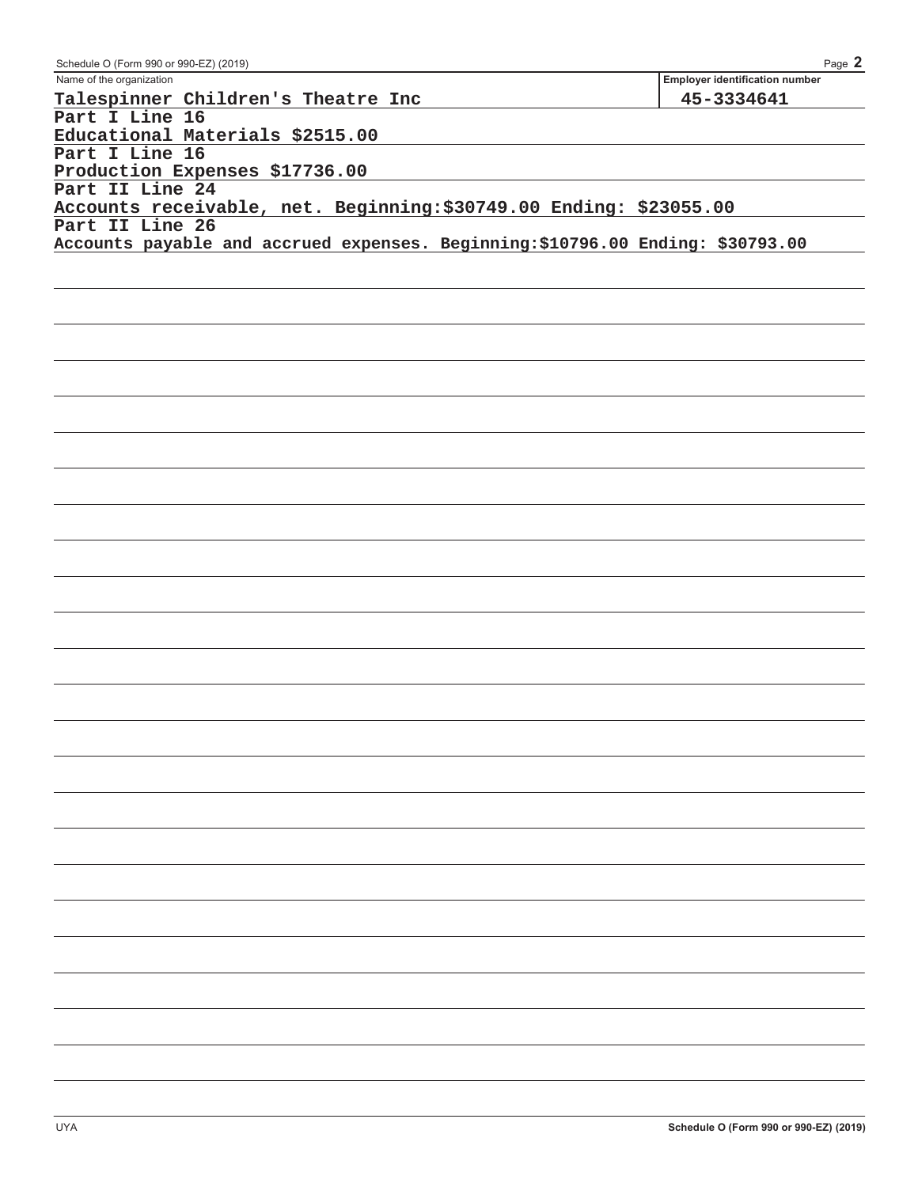Name of the organization: Talespinner Children's Theatre Inc

Employer identification number: 45-3334641

Part I Line 16
Educational Materials $2515.00

Part I Line 16
Production Expenses $17736.00

Part II Line 24
Accounts receivable, net. Beginning:$30749.00 Ending: $23055.00

Part II Line 26
Accounts payable and accrued expenses. Beginning:$10796.00 Ending: $30793.00